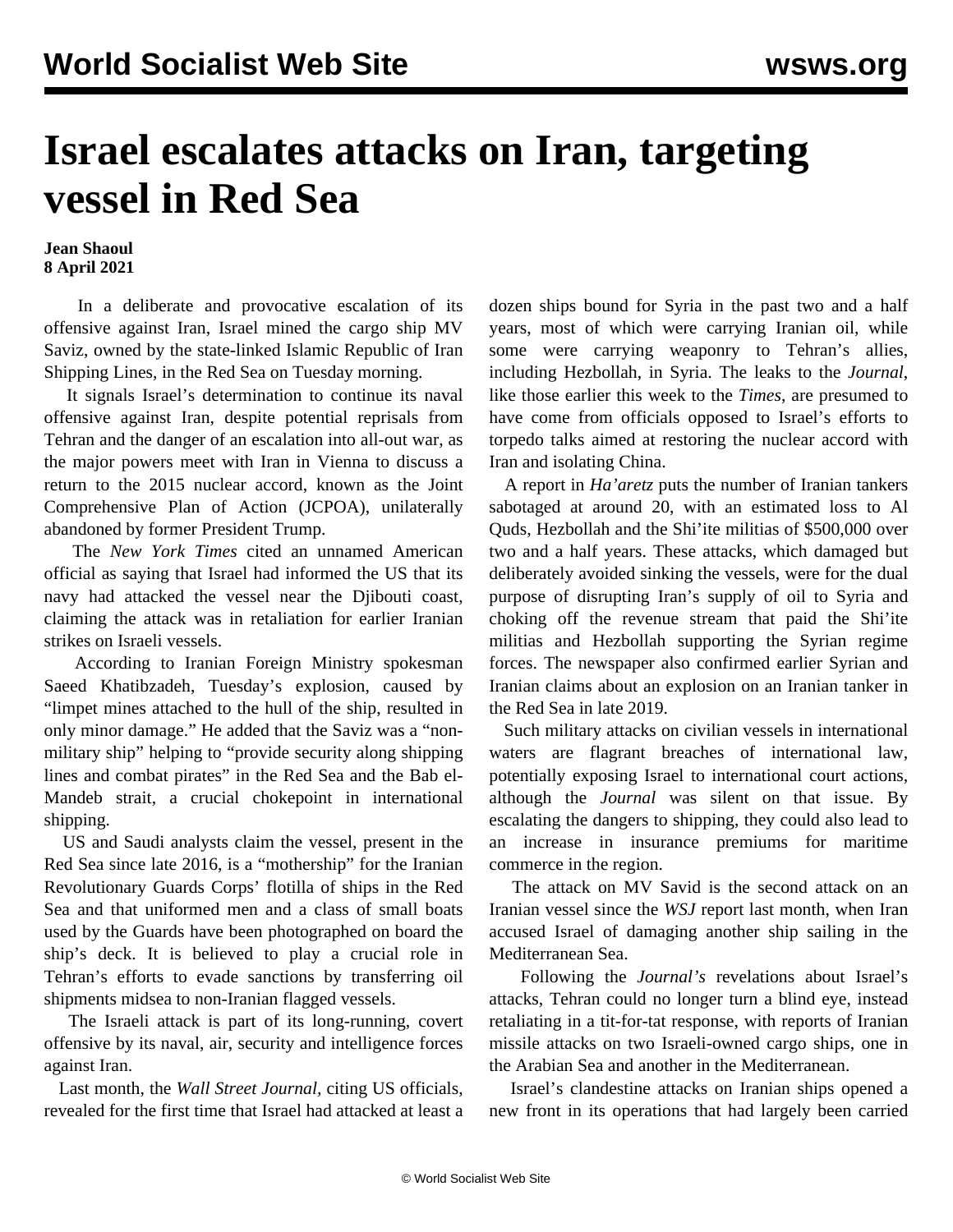# Israel escalates attacks on Iran, targeting vessel in Red Sea

**Jean Shaoul**
**8 April 2021**

In a deliberate and provocative escalation of its offensive against Iran, Israel mined the cargo ship MV Saviz, owned by the state-linked Islamic Republic of Iran Shipping Lines, in the Red Sea on Tuesday morning.

It signals Israel's determination to continue its naval offensive against Iran, despite potential reprisals from Tehran and the danger of an escalation into all-out war, as the major powers meet with Iran in Vienna to discuss a return to the 2015 nuclear accord, known as the Joint Comprehensive Plan of Action (JCPOA), unilaterally abandoned by former President Trump.

The *New York Times* cited an unnamed American official as saying that Israel had informed the US that its navy had attacked the vessel near the Djibouti coast, claiming the attack was in retaliation for earlier Iranian strikes on Israeli vessels.

According to Iranian Foreign Ministry spokesman Saeed Khatibzadeh, Tuesday's explosion, caused by "limpet mines attached to the hull of the ship, resulted in only minor damage." He added that the Saviz was a "non-military ship" helping to "provide security along shipping lines and combat pirates" in the Red Sea and the Bab el-Mandeb strait, a crucial chokepoint in international shipping.

US and Saudi analysts claim the vessel, present in the Red Sea since late 2016, is a "mothership" for the Iranian Revolutionary Guards Corps' flotilla of ships in the Red Sea and that uniformed men and a class of small boats used by the Guards have been photographed on board the ship's deck. It is believed to play a crucial role in Tehran's efforts to evade sanctions by transferring oil shipments midsea to non-Iranian flagged vessels.

The Israeli attack is part of its long-running, covert offensive by its naval, air, security and intelligence forces against Iran.

Last month, the *Wall Street Journal*, citing US officials, revealed for the first time that Israel had attacked at least a dozen ships bound for Syria in the past two and a half years, most of which were carrying Iranian oil, while some were carrying weaponry to Tehran's allies, including Hezbollah, in Syria. The leaks to the *Journal*, like those earlier this week to the *Times*, are presumed to have come from officials opposed to Israel's efforts to torpedo talks aimed at restoring the nuclear accord with Iran and isolating China.

A report in *Ha'aretz* puts the number of Iranian tankers sabotaged at around 20, with an estimated loss to Al Quds, Hezbollah and the Shi'ite militias of $500,000 over two and a half years. These attacks, which damaged but deliberately avoided sinking the vessels, were for the dual purpose of disrupting Iran's supply of oil to Syria and choking off the revenue stream that paid the Shi'ite militias and Hezbollah supporting the Syrian regime forces. The newspaper also confirmed earlier Syrian and Iranian claims about an explosion on an Iranian tanker in the Red Sea in late 2019.

Such military attacks on civilian vessels in international waters are flagrant breaches of international law, potentially exposing Israel to international court actions, although the *Journal* was silent on that issue. By escalating the dangers to shipping, they could also lead to an increase in insurance premiums for maritime commerce in the region.

The attack on MV Savid is the second attack on an Iranian vessel since the *WSJ* report last month, when Iran accused Israel of damaging another ship sailing in the Mediterranean Sea.

Following the *Journal's* revelations about Israel's attacks, Tehran could no longer turn a blind eye, instead retaliating in a tit-for-tat response, with reports of Iranian missile attacks on two Israeli-owned cargo ships, one in the Arabian Sea and another in the Mediterranean.

Israel's clandestine attacks on Iranian ships opened a new front in its operations that had largely been carried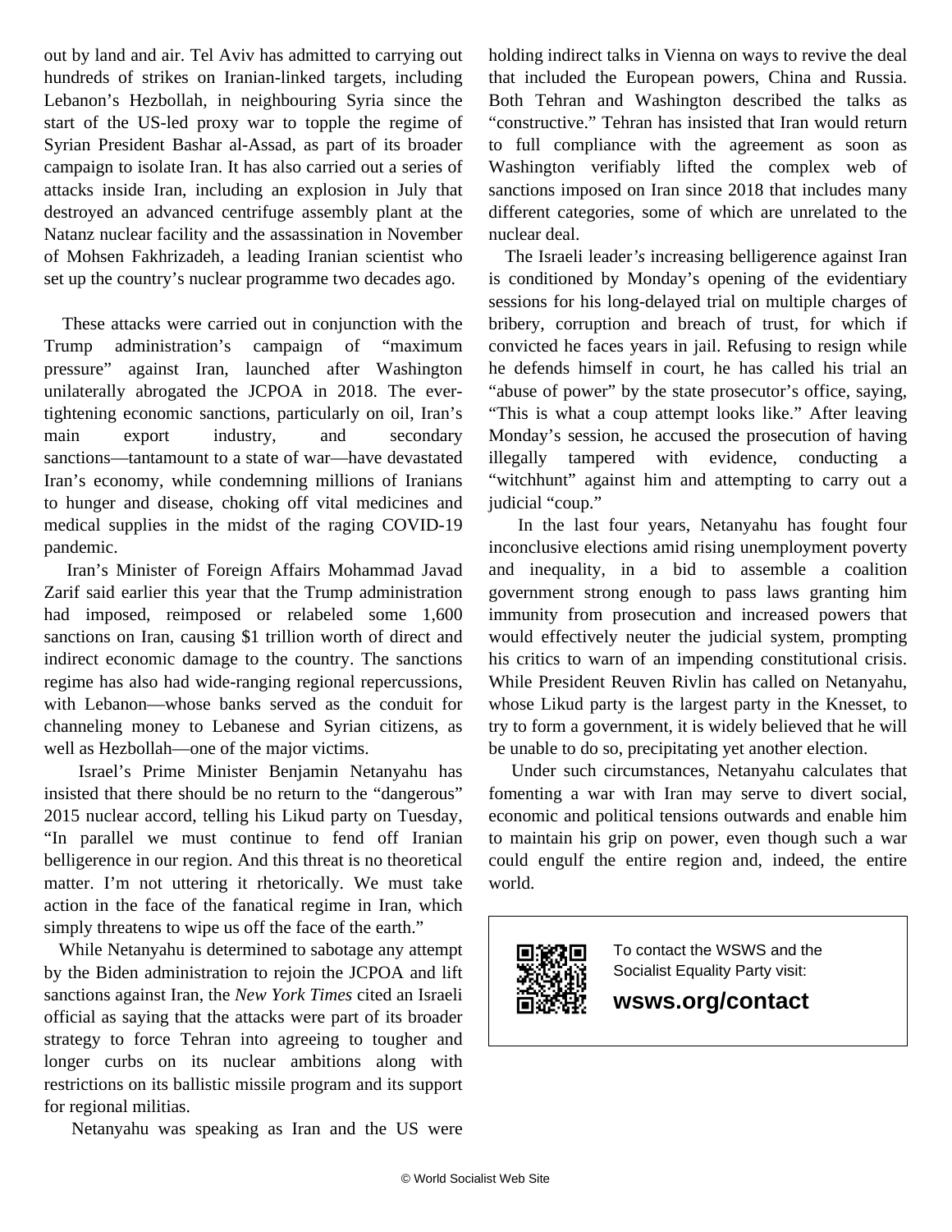out by land and air. Tel Aviv has admitted to carrying out hundreds of strikes on Iranian-linked targets, including Lebanon's Hezbollah, in neighbouring Syria since the start of the US-led proxy war to topple the regime of Syrian President Bashar al-Assad, as part of its broader campaign to isolate Iran. It has also carried out a series of attacks inside Iran, including an explosion in July that destroyed an advanced centrifuge assembly plant at the Natanz nuclear facility and the assassination in November of Mohsen Fakhrizadeh, a leading Iranian scientist who set up the country's nuclear programme two decades ago.

These attacks were carried out in conjunction with the Trump administration's campaign of "maximum pressure" against Iran, launched after Washington unilaterally abrogated the JCPOA in 2018. The ever-tightening economic sanctions, particularly on oil, Iran's main export industry, and secondary sanctions—tantamount to a state of war—have devastated Iran's economy, while condemning millions of Iranians to hunger and disease, choking off vital medicines and medical supplies in the midst of the raging COVID-19 pandemic.

Iran's Minister of Foreign Affairs Mohammad Javad Zarif said earlier this year that the Trump administration had imposed, reimposed or relabeled some 1,600 sanctions on Iran, causing $1 trillion worth of direct and indirect economic damage to the country. The sanctions regime has also had wide-ranging regional repercussions, with Lebanon—whose banks served as the conduit for channeling money to Lebanese and Syrian citizens, as well as Hezbollah—one of the major victims.

Israel's Prime Minister Benjamin Netanyahu has insisted that there should be no return to the "dangerous" 2015 nuclear accord, telling his Likud party on Tuesday, "In parallel we must continue to fend off Iranian belligerence in our region. And this threat is no theoretical matter. I'm not uttering it rhetorically. We must take action in the face of the fanatical regime in Iran, which simply threatens to wipe us off the face of the earth."

While Netanyahu is determined to sabotage any attempt by the Biden administration to rejoin the JCPOA and lift sanctions against Iran, the *New York Times* cited an Israeli official as saying that the attacks were part of its broader strategy to force Tehran into agreeing to tougher and longer curbs on its nuclear ambitions along with restrictions on its ballistic missile program and its support for regional militias.

Netanyahu was speaking as Iran and the US were holding indirect talks in Vienna on ways to revive the deal that included the European powers, China and Russia. Both Tehran and Washington described the talks as "constructive." Tehran has insisted that Iran would return to full compliance with the agreement as soon as Washington verifiably lifted the complex web of sanctions imposed on Iran since 2018 that includes many different categories, some of which are unrelated to the nuclear deal.

The Israeli leader's increasing belligerence against Iran is conditioned by Monday's opening of the evidentiary sessions for his long-delayed trial on multiple charges of bribery, corruption and breach of trust, for which if convicted he faces years in jail. Refusing to resign while he defends himself in court, he has called his trial an "abuse of power" by the state prosecutor's office, saying, "This is what a coup attempt looks like." After leaving Monday's session, he accused the prosecution of having illegally tampered with evidence, conducting a "witchhunt" against him and attempting to carry out a judicial "coup."

In the last four years, Netanyahu has fought four inconclusive elections amid rising unemployment poverty and inequality, in a bid to assemble a coalition government strong enough to pass laws granting him immunity from prosecution and increased powers that would effectively neuter the judicial system, prompting his critics to warn of an impending constitutional crisis. While President Reuven Rivlin has called on Netanyahu, whose Likud party is the largest party in the Knesset, to try to form a government, it is widely believed that he will be unable to do so, precipitating yet another election.

Under such circumstances, Netanyahu calculates that fomenting a war with Iran may serve to divert social, economic and political tensions outwards and enable him to maintain his grip on power, even though such a war could engulf the entire region and, indeed, the entire world.

To contact the WSWS and the Socialist Equality Party visit:

**wsws.org/contact**